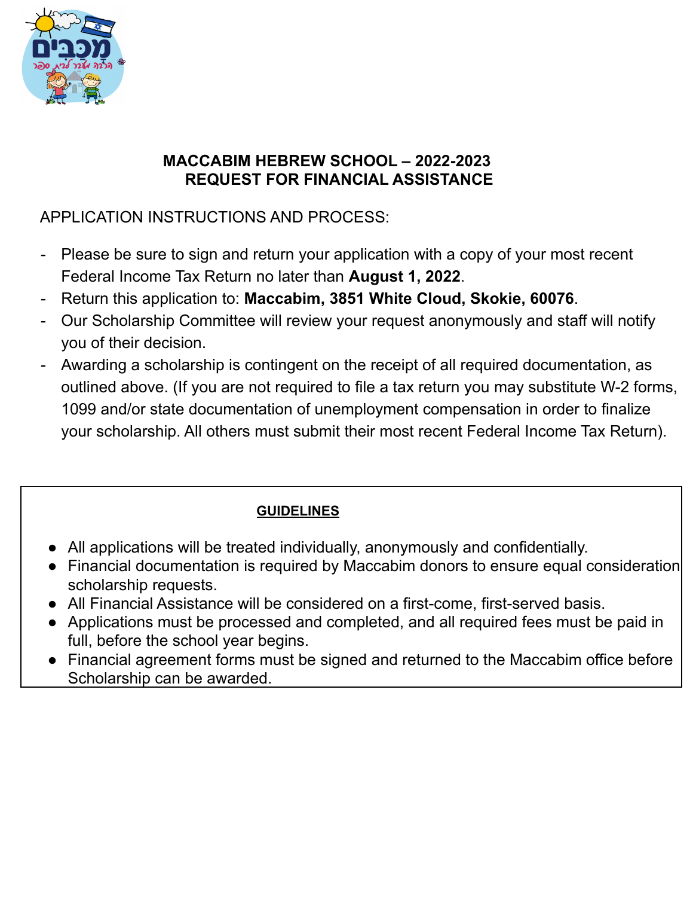# MACCABIM HEBREW SCHOOL – 2022-2023
# REQUEST FOR FINANCIAL ASSISTANCE

APPLICATION INSTRUCTIONS AND PROCESS:

- Please be sure to sign and return your application with a copy of your most recent Federal Income Tax Return no later than **August 1, 2022**.
- Return this application to: **Maccabim, 3851 White Cloud, Skokie, 60076**.
- Our Scholarship Committee will review your request anonymously and staff will notify you of their decision.
- Awarding a scholarship is contingent on the receipt of all required documentation, as outlined above. (If you are not required to file a tax return you may substitute W-2 forms, 1099 and/or state documentation of unemployment compensation in order to finalize your scholarship. All others must submit their most recent Federal Income Tax Return).

## GUIDELINES

- All applications will be treated individually, anonymously and confidentially.
- Financial documentation is required by Maccabim donors to ensure equal consideration scholarship requests.
- All Financial Assistance will be considered on a first-come, first-served basis.
- Applications must be processed and completed, and all required fees must be paid in full, before the school year begins.
- Financial agreement forms must be signed and returned to the Maccabim office before Scholarship can be awarded.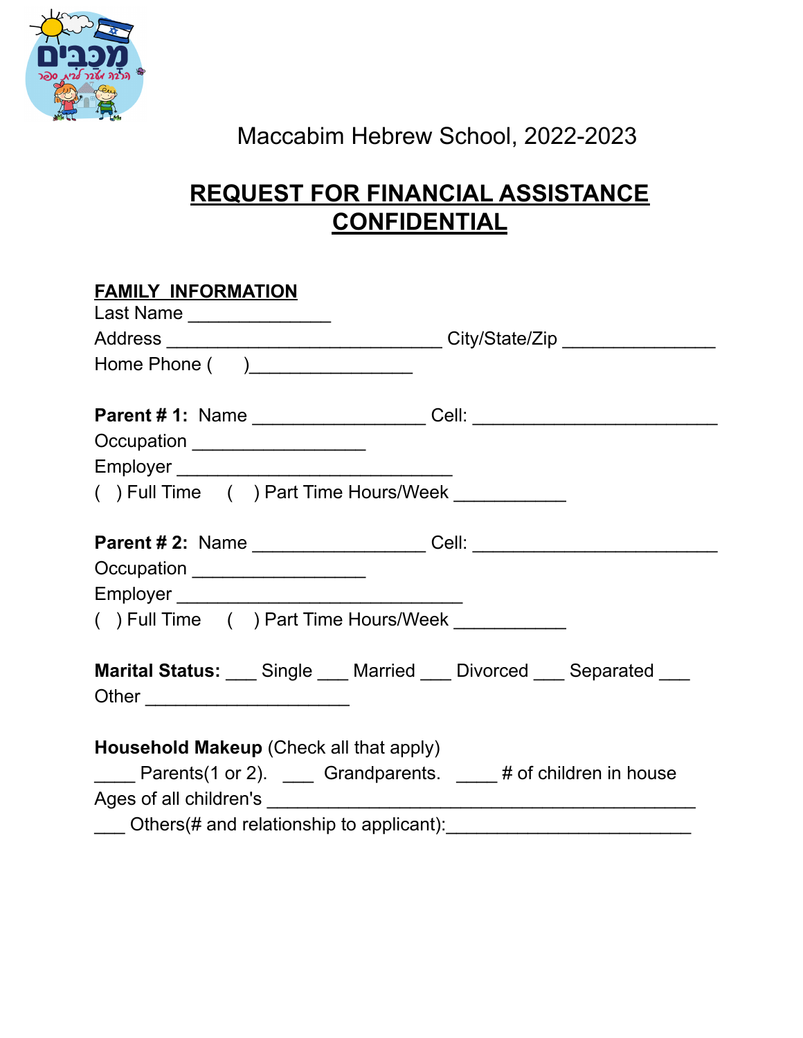Maccabim Hebrew School, 2022-2023

# REQUEST FOR FINANCIAL ASSISTANCE CONFIDENTIAL

## FAMILY INFORMATION

Last Name ______________

Address ___________________________ City/State/Zip _______________

Home Phone (    )________________

**Parent # 1:** Name _________________ Cell: ________________________

Occupation _________________

Employer ___________________________

(   ) Full Time    (   ) Part Time Hours/Week ___________

**Parent # 2:** Name _________________ Cell: ________________________

Occupation _________________

Employer ____________________________

(   ) Full Time    (   ) Part Time Hours/Week ___________

**Marital Status:** ___ Single ___ Married ___ Divorced ___ Separated ___ Other ____________________

**Household Makeup** (Check all that apply)

____ Parents(1 or 2).  ___ Grandparents.  ____ # of children in house

Ages of all children's __________________________________________

___ Others(# and relationship to applicant):________________________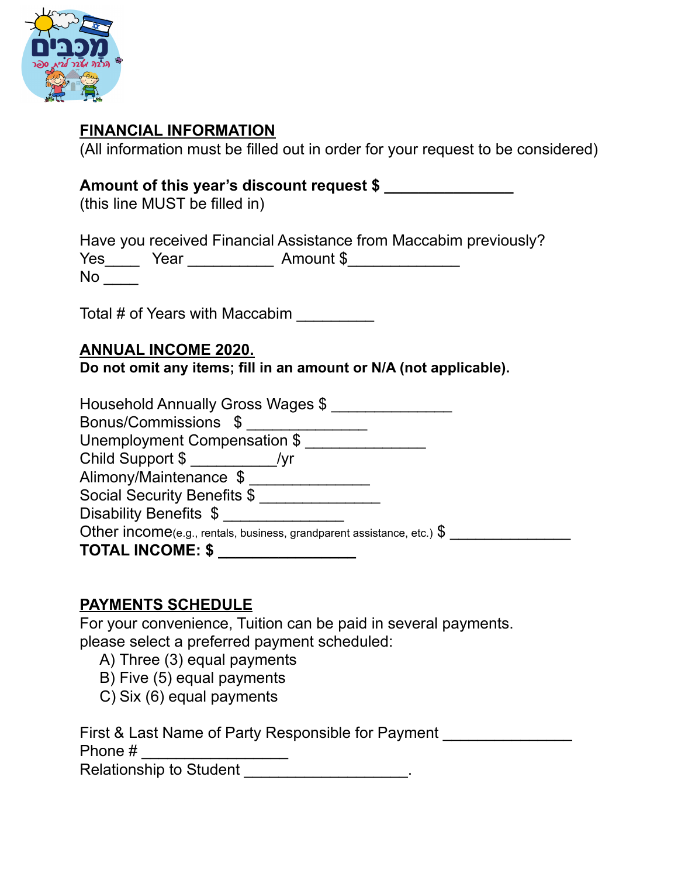## FINANCIAL INFORMATION

(All information must be filled out in order for your request to be considered)

**Amount of this year's discount request $ _______________**
(this line MUST be filled in)

Have you received Financial Assistance from Maccabim previously?
Yes____ Year __________ Amount $_____________
No ____

Total # of Years with Maccabim _________

## ANNUAL INCOME 2020.

**Do not omit any items; fill in an amount or N/A (not applicable).**

Household Annually Gross Wages $ ______________
Bonus/Commissions $ ______________
Unemployment Compensation $ ______________
Child Support $ __________/yr
Alimony/Maintenance $ ______________
Social Security Benefits $ ______________
Disability Benefits $ ______________
Other income(e.g., rentals, business, grandparent assistance, etc.) $ ______________
**TOTAL INCOME: $ ________________**

## PAYMENTS SCHEDULE

For your convenience, Tuition can be paid in several payments.
please select a preferred payment scheduled:

A) Three (3) equal payments
B) Five (5) equal payments
C) Six (6) equal payments

First & Last Name of Party Responsible for Payment _______________
Phone # _________________
Relationship to Student ___________________.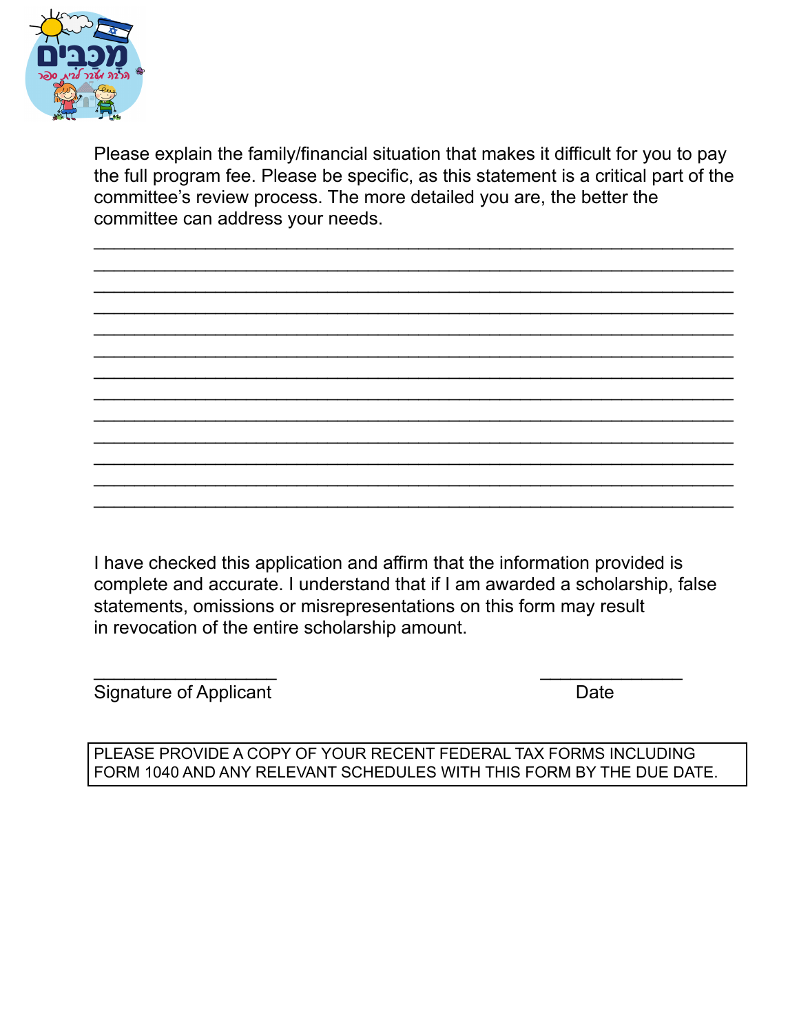Please explain the family/financial situation that makes it difficult for you to pay the full program fee. Please be specific, as this statement is a critical part of the committee's review process. The more detailed you are, the better the committee can address your needs.

_______________________________________________________________
_______________________________________________________________
_______________________________________________________________
_______________________________________________________________
_______________________________________________________________
_______________________________________________________________
_______________________________________________________________
_______________________________________________________________
_______________________________________________________________
_______________________________________________________________
_______________________________________________________________
_______________________________________________________________
_______________________________________________________________

I have checked this application and affirm that the information provided is complete and accurate. I understand that if I am awarded a scholarship, false statements, omissions or misrepresentations on this form may result in revocation of the entire scholarship amount.

__________________ ______________

Signature of Applicant Date

PLEASE PROVIDE A COPY OF YOUR RECENT FEDERAL TAX FORMS INCLUDING FORM 1040 AND ANY RELEVANT SCHEDULES WITH THIS FORM BY THE DUE DATE.